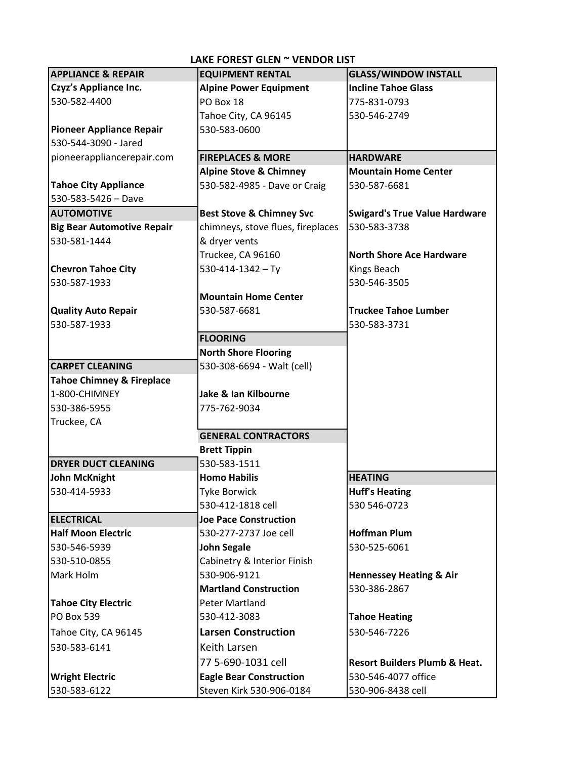# LAKE FOREST GLEN ~ VENDOR LIST

## APPLIANCE & REPAIR

**Czyz's Appliance Inc.**
530-582-4400

**Pioneer Appliance Repair**
530-544-3090 - Jared
pioneerappliancerepair.com

**Tahoe City Appliance**
530-583-5426 – Dave

## AUTOMOTIVE

**Big Bear Automotive Repair**
530-581-1444

**Chevron Tahoe City**
530-587-1933

**Quality Auto Repair**
530-587-1933

## CARPET CLEANING

**Tahoe Chimney & Fireplace**
1-800-CHIMNEY
530-386-5955
Truckee, CA

## DRYER DUCT CLEANING

**John McKnight**
530-414-5933

## ELECTRICAL

**Half Moon Electric**
530-546-5939
530-510-0855
Mark Holm

**Tahoe City Electric**
PO Box 539
Tahoe City, CA 96145
530-583-6141

**Wright Electric**
530-583-6122

## EQUIPMENT RENTAL

**Alpine Power Equipment**
PO Box 18
Tahoe City, CA 96145
530-583-0600

## FIREPLACES & MORE

**Alpine Stove & Chimney**
530-582-4985 - Dave or Craig

**Best Stove & Chimney Svc**
chimneys, stove flues, fireplaces & dryer vents
Truckee, CA 96160
530-414-1342 – Ty

**Mountain Home Center**
530-587-6681

## FLOORING

**North Shore Flooring**
530-308-6694 - Walt (cell)

**Jake & Ian Kilbourne**
775-762-9034

## GENERAL CONTRACTORS

**Brett Tippin**
530-583-1511

**Homo Habilis**
Tyke Borwick
530-412-1818 cell

**Joe Pace Construction**
530-277-2737 Joe cell

**John Segale**
Cabinetry & Interior Finish
530-906-9121

**Martland Construction**
Peter Martland
530-412-3083

**Larsen Construction**
Keith Larsen
77 5-690-1031 cell

**Eagle Bear Construction**
Steven Kirk 530-906-0184

## GLASS/WINDOW INSTALL

**Incline Tahoe Glass**
775-831-0793
530-546-2749

## HARDWARE

**Mountain Home Center**
530-587-6681

**Swigard's True Value Hardware**
530-583-3738

**North Shore Ace Hardware**
Kings Beach
530-546-3505

**Truckee Tahoe Lumber**
530-583-3731

## HEATING

**Huff's Heating**
530 546-0723

**Hoffman Plum**
530-525-6061

**Hennessey Heating & Air**
530-386-2867

**Tahoe Heating**
530-546-7226

**Resort Builders Plumb & Heat.**
530-546-4077 office
530-906-8438 cell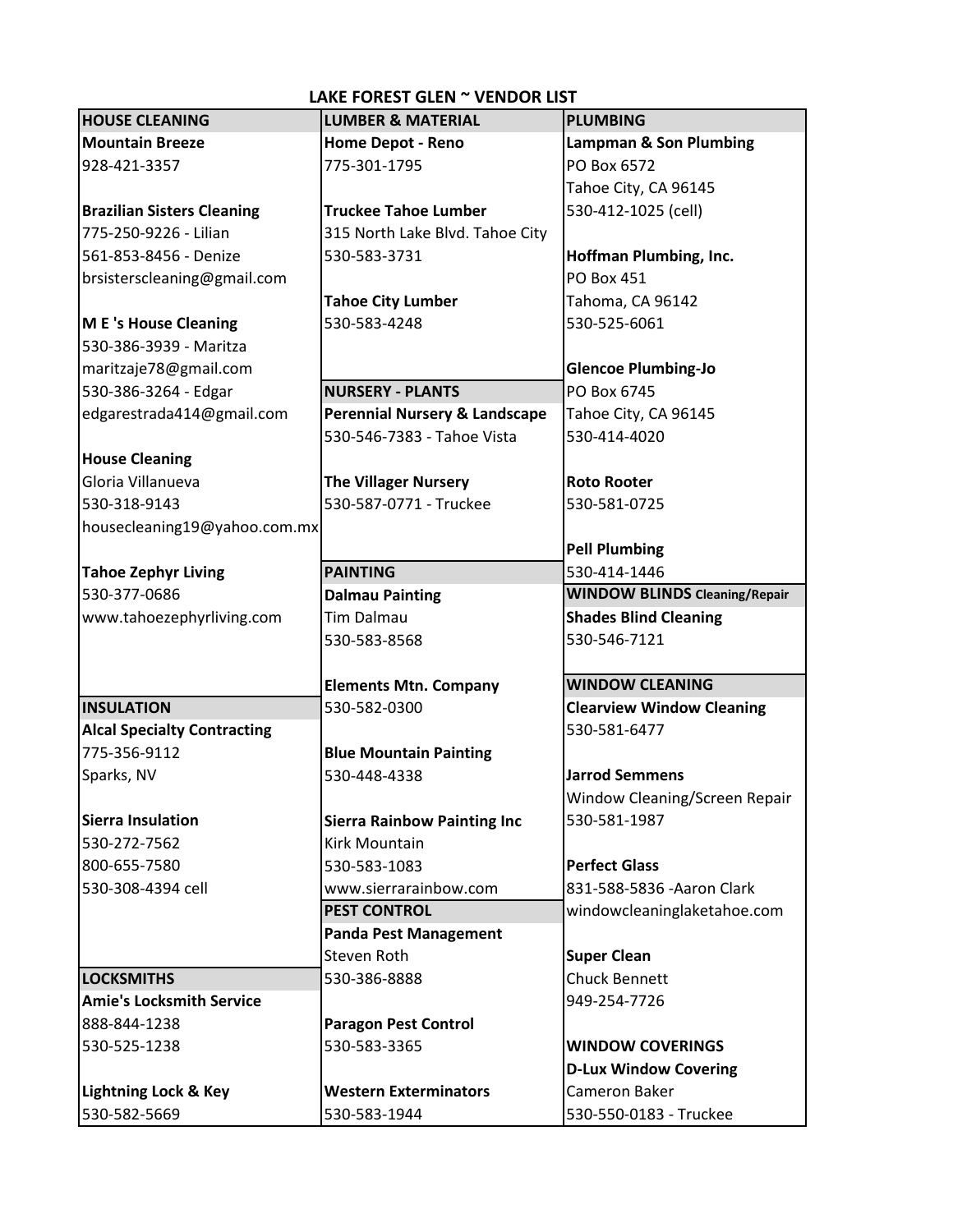**LAKE FOREST GLEN ~ VENDOR LIST**

| HOUSE CLEANING | LUMBER & MATERIAL | PLUMBING |
|---|---|---|
| **Mountain Breeze** | **Home Depot - Reno** | **Lampman & Son Plumbing** |
| 928-421-3357 | 775-301-1795 | PO Box 6572 |
| | | Tahoe City, CA 96145 |
| **Brazilian Sisters Cleaning** | **Truckee Tahoe Lumber** | 530-412-1025 (cell) |
| 775-250-9226 - Lilian | 315 North Lake Blvd. Tahoe City | |
| 561-853-8456 - Denize | 530-583-3731 | **Hoffman Plumbing, Inc.** |
| brsisterscleaning@gmail.com | | PO Box 451 |
| | **Tahoe City Lumber** | Tahoma, CA 96142 |
| **M E 's House Cleaning** | 530-583-4248 | 530-525-6061 |
| 530-386-3939 - Maritza | | |
| maritzaje78@gmail.com | | **Glencoe Plumbing-Jo** |
| 530-386-3264 - Edgar | **NURSERY - PLANTS** | PO Box 6745 |
| edgarestrada414@gmail.com | **Perennial Nursery & Landscape** | Tahoe City, CA 96145 |
| | 530-546-7383 - Tahoe Vista | 530-414-4020 |
| **House Cleaning** | | |
| Gloria Villanueva | **The Villager Nursery** | **Roto Rooter** |
| 530-318-9143 | 530-587-0771 - Truckee | 530-581-0725 |
| housecleaning19@yahoo.com.mx | | |
| | | **Pell Plumbing** |
| **Tahoe Zephyr Living** | **PAINTING** | 530-414-1446 |
| 530-377-0686 | **Dalmau Painting** | **WINDOW BLINDS Cleaning/Repair** |
| www.tahoezephyrliving.com | Tim Dalmau | **Shades Blind Cleaning** |
| | 530-583-8568 | 530-546-7121 |
| | | |
| | **Elements Mtn. Company** | **WINDOW CLEANING** |
| **INSULATION** | 530-582-0300 | **Clearview Window Cleaning** |
| **Alcal Specialty Contracting** | | 530-581-6477 |
| 775-356-9112 | **Blue Mountain Painting** | |
| Sparks, NV | 530-448-4338 | **Jarrod Semmens** |
| | | Window Cleaning/Screen Repair |
| **Sierra Insulation** | **Sierra Rainbow Painting Inc** | 530-581-1987 |
| 530-272-7562 | Kirk Mountain | |
| 800-655-7580 | 530-583-1083 | **Perfect Glass** |
| 530-308-4394 cell | www.sierrarainbow.com | 831-588-5836 -Aaron Clark |
| | **PEST CONTROL** | windowcleaninglaketahoe.com |
| | **Panda Pest Management** | |
| | Steven Roth | **Super Clean** |
| **LOCKSMITHS** | 530-386-8888 | Chuck Bennett |
| **Amie's Locksmith Service** | | 949-254-7726 |
| 888-844-1238 | **Paragon Pest Control** | |
| 530-525-1238 | 530-583-3365 | **WINDOW COVERINGS** |
| | | **D-Lux Window Covering** |
| **Lightning Lock & Key** | **Western Exterminators** | Cameron Baker |
| 530-582-5669 | 530-583-1944 | 530-550-0183 - Truckee |